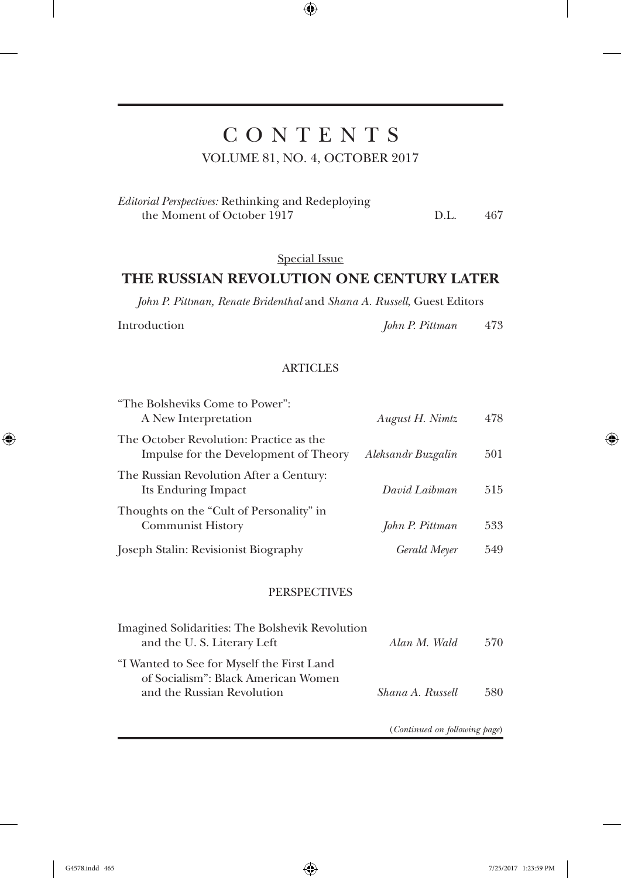# CONTENTS

VOLUME 81, NO. 4, OCTOBER 2017

*Editorial Perspectives:* Rethinking and Redeploying the Moment of October 1917 — D.L. — 467

Special Issue

## THE RUSSIAN REVOLUTION ONE CENTURY LATER

*John P. Pittman, Renate Bridenthal* and *Shana A. Russell*, Guest Editors

Introduction — *John P. Pittman* — 473

### ARTICLES

"The Bolsheviks Come to Power": A New Interpretation — *August H. Nimtz* — 478

The October Revolution: Practice as the Impulse for the Development of Theory — *Aleksandr Buzgalin* — 501

The Russian Revolution After a Century: Its Enduring Impact — *David Laibman* — 515

Thoughts on the "Cult of Personality" in Communist History — *John P. Pittman* — 533

Joseph Stalin: Revisionist Biography — *Gerald Meyer* — 549

### PERSPECTIVES

Imagined Solidarities: The Bolshevik Revolution and the U. S. Literary Left — *Alan M. Wald* — 570

"I Wanted to See for Myself the First Land of Socialism": Black American Women and the Russian Revolution — *Shana A. Russell* — 580

(*Continued on following page*)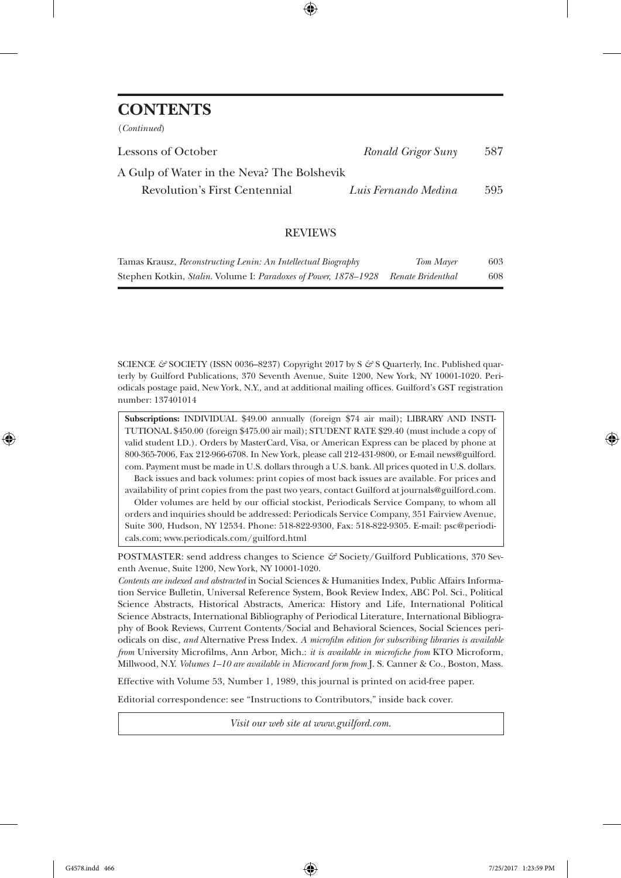# CONTENTS

(*Continued*)

| | | |
|---|---|---|
| Lessons of October | *Ronald Grigor Suny* | 587 |
| A Gulp of Water in the Neva? The Bolshevik Revolution's First Centennial | *Luis Fernando Medina* | 595 |

## REVIEWS

| | | |
|---|---|---|
| Tamas Krausz, *Reconstructing Lenin: An Intellectual Biography* | *Tom Mayer* | 603 |
| Stephen Kotkin, *Stalin.* Volume I: *Paradoxes of Power, 1878–1928* | *Renate Bridenthal* | 608 |

SCIENCE *&* SOCIETY (ISSN 0036–8237) Copyright 2017 by S *&* S Quarterly, Inc. Published quarterly by Guilford Publications, 370 Seventh Avenue, Suite 1200, New York, NY 10001-1020. Periodicals postage paid, New York, N.Y., and at additional mailing offices. Guilford's GST registration number: 137401014

**Subscriptions:** INDIVIDUAL $49.00 annually (foreign $74 air mail); LIBRARY AND INSTITUTIONAL $450.00 (foreign $475.00 air mail); STUDENT RATE $29.40 (must include a copy of valid student I.D.). Orders by MasterCard, Visa, or American Express can be placed by phone at 800-365-7006, Fax 212-966-6708. In New York, please call 212-431-9800, or E-mail news@guilford.com. Payment must be made in U.S. dollars through a U.S. bank. All prices quoted in U.S. dollars.

Back issues and back volumes: print copies of most back issues are available. For prices and availability of print copies from the past two years, contact Guilford at journals@guilford.com.

Older volumes are held by our official stockist, Periodicals Service Company, to whom all orders and inquiries should be addressed: Periodicals Service Company, 351 Fairview Avenue, Suite 300, Hudson, NY 12534. Phone: 518-822-9300, Fax: 518-822-9305. E-mail: psc@periodicals.com; www.periodicals.com/guilford.html

POSTMASTER: send address changes to Science *&* Society/Guilford Publications, 370 Seventh Avenue, Suite 1200, New York, NY 10001-1020.

*Contents are indexed and abstracted* in Social Sciences & Humanities Index, Public Affairs Information Service Bulletin, Universal Reference System, Book Review Index, ABC Pol. Sci., Political Science Abstracts, Historical Abstracts, America: History and Life, International Political Science Abstracts, International Bibliography of Periodical Literature, International Bibliography of Book Reviews, Current Contents/Social and Behavioral Sciences, Social Sciences periodicals on disc, *and* Alternative Press Index. *A microfilm edition for subscribing libraries is available from* University Microfilms, Ann Arbor, Mich.: *it is available in microfiche from* KTO Microform, Millwood, N.Y. *Volumes 1–10 are available in Microcard form from* J. S. Canner & Co., Boston, Mass.

Effective with Volume 53, Number 1, 1989, this journal is printed on acid-free paper.

Editorial correspondence: see "Instructions to Contributors," inside back cover.

*Visit our web site at www.guilford.com.*